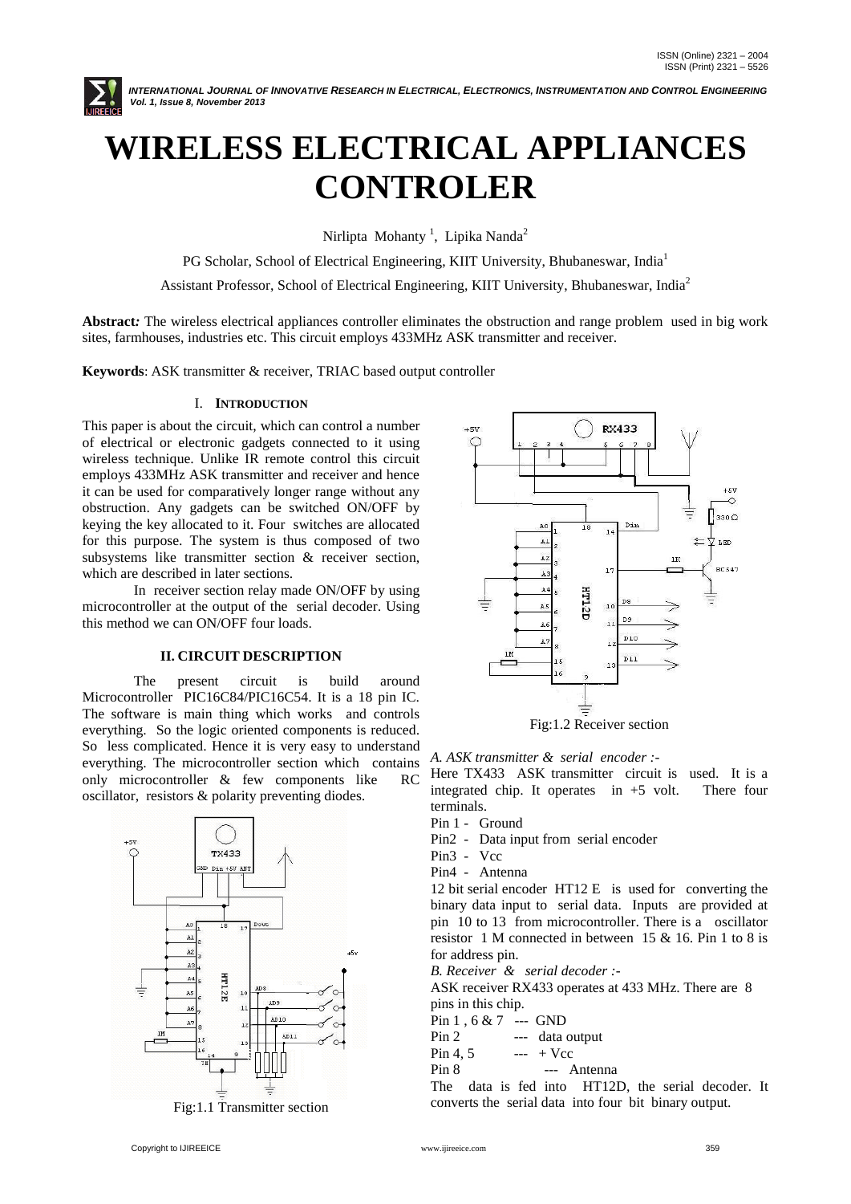# WIRELESS ELECTRICAL APPLIANCES CONTROLER

Nirlipta Mohanty [1], Lipika Nanda[2]

PG Scholar, School of Electrical Engineering, KIIT University, Bhubaneswar, India[1]

Assistant Professor, School of Electrical Engineering, KIIT University, Bhubaneswar, India[2]

**Abstract:** The wireless electrical appliances controller eliminates the obstruction and range problem used in big work sites, farmhouses, industries etc. This circuit employs 433MHz ASK transmitter and receiver.

**Keywords**: ASK transmitter & receiver, TRIAC based output controller

## I. INTRODUCTION

This paper is about the circuit, which can control a number of electrical or electronic gadgets connected to it using wireless technique. Unlike IR remote control this circuit employs 433MHz ASK transmitter and receiver and hence it can be used for comparatively longer range without any obstruction. Any gadgets can be switched ON/OFF by keying the key allocated to it. Four switches are allocated for this purpose. The system is thus composed of two subsystems like transmitter section & receiver section, which are described in later sections.

In receiver section relay made ON/OFF by using microcontroller at the output of the serial decoder. Using this method we can ON/OFF four loads.

## II. CIRCUIT DESCRIPTION

The present circuit is build around Microcontroller PIC16C84/PIC16C54. It is a 18 pin IC. The software is main thing which works and controls everything. So the logic oriented components is reduced. So less complicated. Hence it is very easy to understand everything. The microcontroller section which contains only microcontroller & few components like RC oscillator, resistors & polarity preventing diodes.

Fig:1.1 Transmitter section

Fig:1.2 Receiver section

*A. ASK transmitter & serial encoder :-*

Here TX433 ASK transmitter circuit is used. It is a integrated chip. It operates in +5 volt. There four terminals.

Pin 1 - Ground

Pin2 - Data input from serial encoder

Pin3 - Vcc

Pin4 - Antenna

12 bit serial encoder HT12 E is used for converting the binary data input to serial data. Inputs are provided at pin 10 to 13 from microcontroller. There is a oscillator resistor 1 M connected in between 15 & 16. Pin 1 to 8 is for address pin.

*B. Receiver & serial decoder :-*

ASK receiver RX433 operates at 433 MHz. There are 8 pins in this chip.

Pin 1 , 6 & 7 --- GND

Pin 2 --- data output

Pin 4, 5 --- + Vcc

Pin 8 --- Antenna

The data is fed into HT12D, the serial decoder. It converts the serial data into four bit binary output.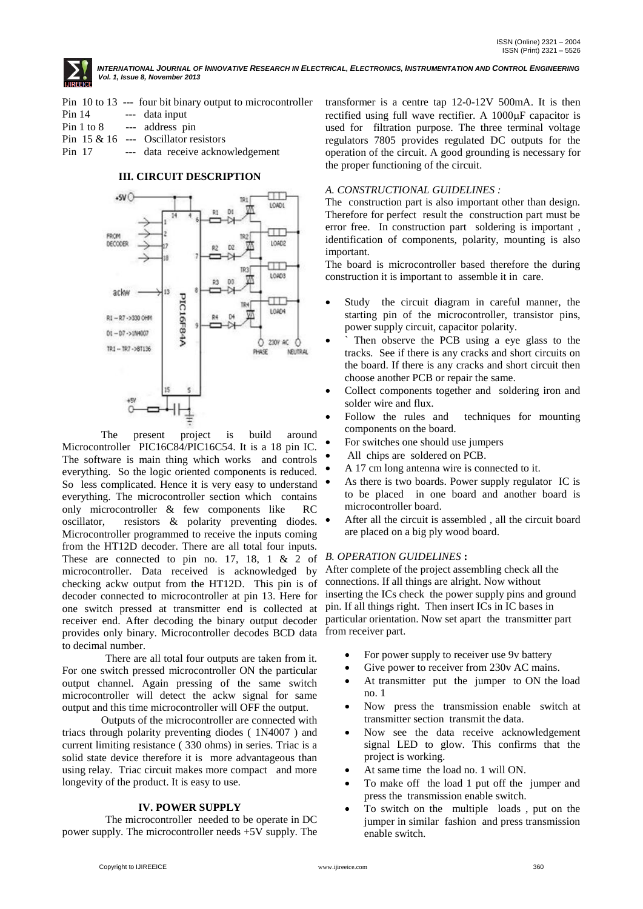Pin 10 to 13 --- four bit binary output to microcontroller
Pin 14 --- data input
Pin 1 to 8 --- address pin
Pin 15 & 16 --- Oscillator resistors
Pin 17 --- data receive acknowledgement

## III. CIRCUIT DESCRIPTION

The present project is build around Microcontroller PIC16C84/PIC16C54. It is a 18 pin IC. The software is main thing which works and controls everything. So the logic oriented components is reduced. So less complicated. Hence it is very easy to understand everything. The microcontroller section which contains only microcontroller & few components like RC oscillator, resistors & polarity preventing diodes. Microcontroller programmed to receive the inputs coming from the HT12D decoder. There are all total four inputs. These are connected to pin no. 17, 18, 1 & 2 of microcontroller. Data received is acknowledged by checking ackw output from the HT12D. This pin is of decoder connected to microcontroller at pin 13. Here for one switch pressed at transmitter end is collected at receiver end. After decoding the binary output decoder provides only binary. Microcontroller decodes BCD data to decimal number.

There are all total four outputs are taken from it. For one switch pressed microcontroller ON the particular output channel. Again pressing of the same switch microcontroller will detect the ackw signal for same output and this time microcontroller will OFF the output.

Outputs of the microcontroller are connected with triacs through polarity preventing diodes ( 1N4007 ) and current limiting resistance ( 330 ohms) in series. Triac is a solid state device therefore it is more advantageous than using relay. Triac circuit makes more compact and more longevity of the product. It is easy to use.

## IV. POWER SUPPLY

The microcontroller needed to be operate in DC power supply. The microcontroller needs +5V supply. The transformer is a centre tap 12-0-12V 500mA. It is then rectified using full wave rectifier. A 1000μF capacitor is used for filtration purpose. The three terminal voltage regulators 7805 provides regulated DC outputs for the operation of the circuit. A good grounding is necessary for the proper functioning of the circuit.

### *A. CONSTRUCTIONAL GUIDELINES :*

The construction part is also important other than design. Therefore for perfect result the construction part must be error free. In construction part soldering is important , identification of components, polarity, mounting is also important.

The board is microcontroller based therefore the during construction it is important to assemble it in care.

- Study the circuit diagram in careful manner, the starting pin of the microcontroller, transistor pins, power supply circuit, capacitor polarity.
- ` Then observe the PCB using a eye glass to the tracks. See if there is any cracks and short circuits on the board. If there is any cracks and short circuit then choose another PCB or repair the same.
- Collect components together and soldering iron and solder wire and flux.
- Follow the rules and techniques for mounting components on the board.
- For switches one should use jumpers
- All chips are soldered on PCB.
- A 17 cm long antenna wire is connected to it.
- As there is two boards. Power supply regulator IC is to be placed in one board and another board is microcontroller board.
- After all the circuit is assembled , all the circuit board are placed on a big ply wood board.

### *B. OPERATION GUIDELINES* **:**

After complete of the project assembling check all the connections. If all things are alright. Now without inserting the ICs check the power supply pins and ground pin. If all things right. Then insert ICs in IC bases in particular orientation. Now set apart the transmitter part from receiver part.

- For power supply to receiver use 9v battery
- Give power to receiver from 230v AC mains.
- At transmitter put the jumper to ON the load no. 1
- Now press the transmission enable switch at transmitter section transmit the data.
- Now see the data receive acknowledgement signal LED to glow. This confirms that the project is working.
- At same time the load no. 1 will ON.
- To make off the load 1 put off the jumper and press the transmission enable switch.
- To switch on the multiple loads , put on the jumper in similar fashion and press transmission enable switch.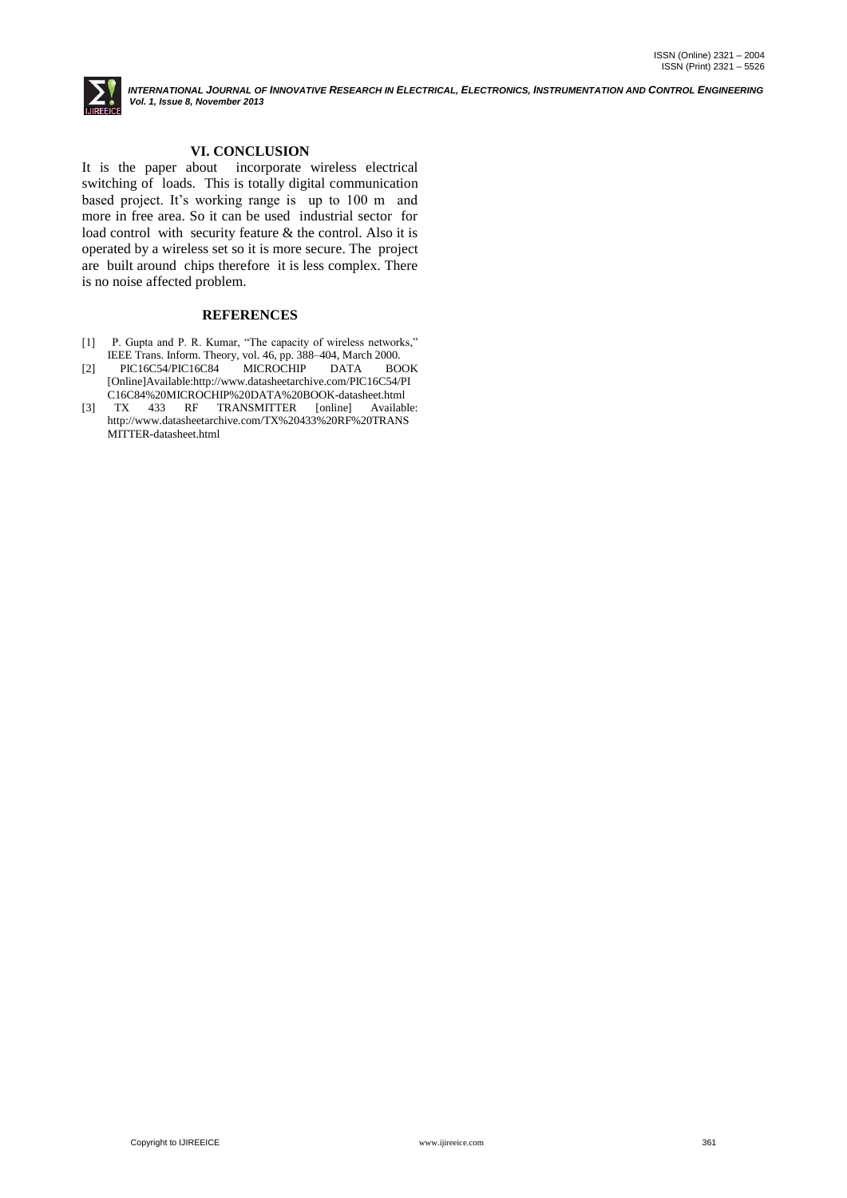## VI. CONCLUSION

It is the paper about incorporate wireless electrical switching of loads. This is totally digital communication based project. It's working range is up to 100 m and more in free area. So it can be used industrial sector for load control with security feature & the control. Also it is operated by a wireless set so it is more secure. The project are built around chips therefore it is less complex. There is no noise affected problem.

## REFERENCES

[1] P. Gupta and P. R. Kumar, "The capacity of wireless networks," IEEE Trans. Inform. Theory, vol. 46, pp. 388–404, March 2000.

[2] PIC16C54/PIC16C84 MICROCHIP DATA BOOK [Online]Available:http://www.datasheetarchive.com/PIC16C54/PIC16C84%20MICROCHIP%20DATA%20BOOK-datasheet.html

[3] TX 433 RF TRANSMITTER [online] Available: http://www.datasheetarchive.com/TX%20433%20RF%20TRANSMITTER-datasheet.html